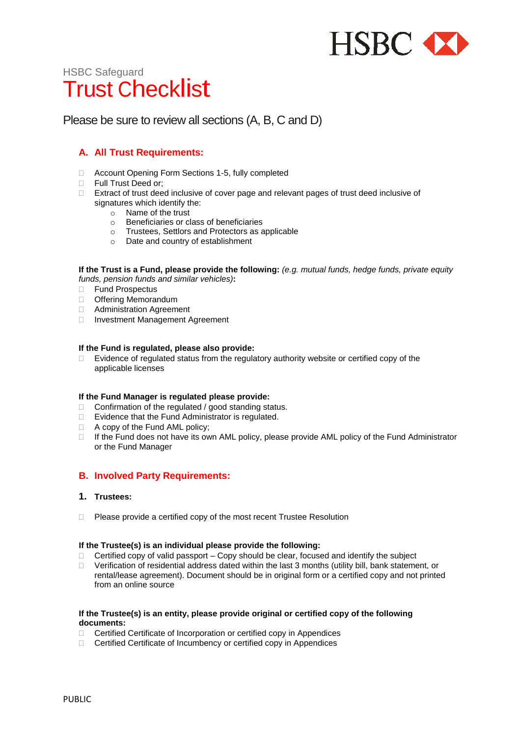HSBC Safeguard

# Trust Checklist

Please be sure to review all sections (A, B, C and D)

## A. All Trust Requirements:

- Account Opening Form Sections 1-5, fully completed
- Full Trust Deed or;
- Extract of trust deed inclusive of cover page and relevant pages of trust deed inclusive of signatures which identify the:
  - Name of the trust
  - Beneficiaries or class of beneficiaries
  - Trustees, Settlors and Protectors as applicable
  - Date and country of establishment

**If the Trust is a Fund, please provide the following:** *(e.g. mutual funds, hedge funds, private equity funds, pension funds and similar vehicles)***:**

- Fund Prospectus
- Offering Memorandum
- Administration Agreement
- Investment Management Agreement

**If the Fund is regulated, please also provide:**

- Evidence of regulated status from the regulatory authority website or certified copy of the applicable licenses

**If the Fund Manager is regulated please provide:**

- Confirmation of the regulated / good standing status.
- Evidence that the Fund Administrator is regulated.
- A copy of the Fund AML policy;
- If the Fund does not have its own AML policy, please provide AML policy of the Fund Administrator or the Fund Manager

## B. Involved Party Requirements:

### 1. Trustees:

- Please provide a certified copy of the most recent Trustee Resolution

**If the Trustee(s) is an individual please provide the following:**

- Certified copy of valid passport – Copy should be clear, focused and identify the subject
- Verification of residential address dated within the last 3 months (utility bill, bank statement, or rental/lease agreement). Document should be in original form or a certified copy and not printed from an online source

**If the Trustee(s) is an entity, please provide original or certified copy of the following documents:**

- Certified Certificate of Incorporation or certified copy in Appendices
- Certified Certificate of Incumbency or certified copy in Appendices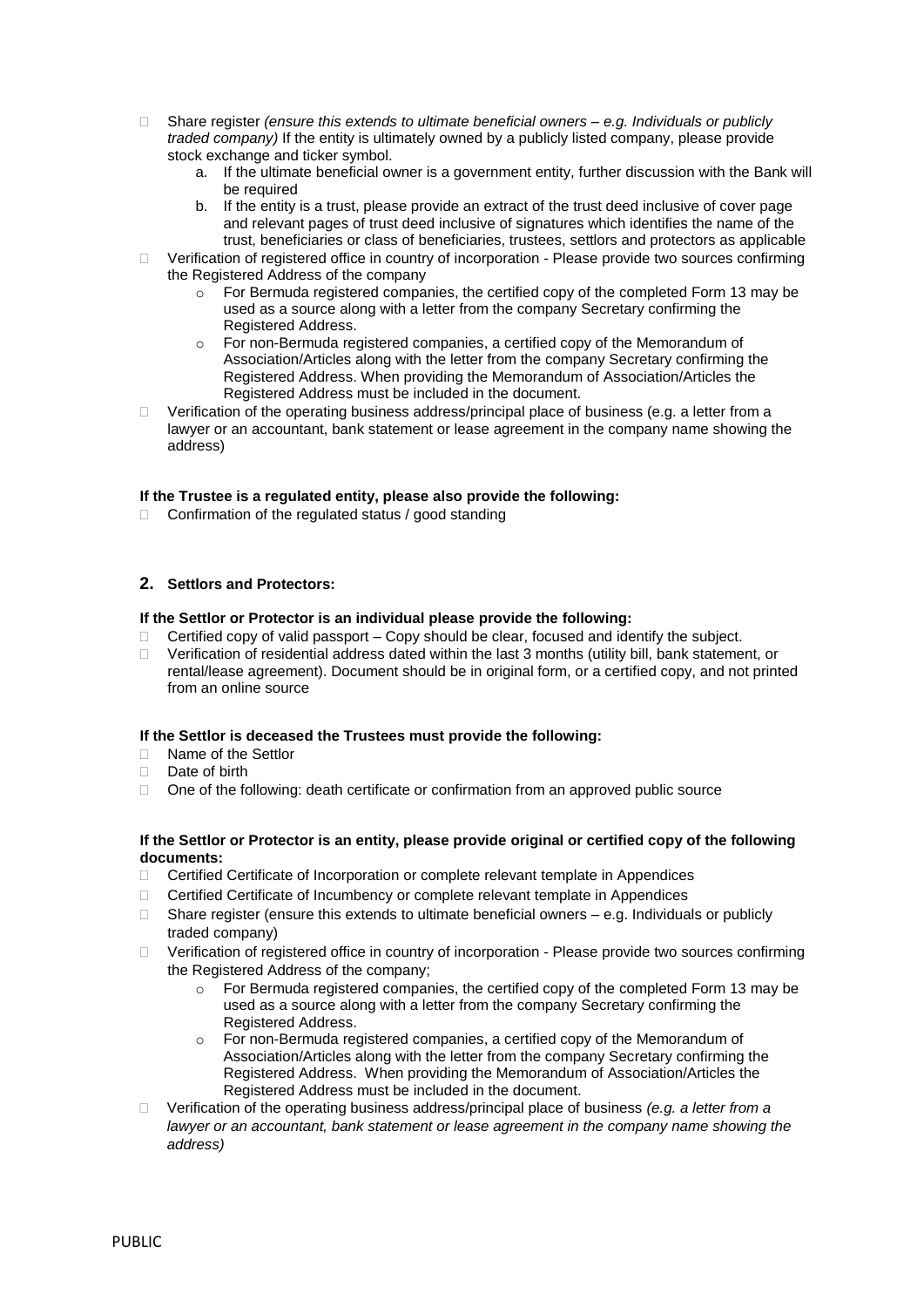- Share register *(ensure this extends to ultimate beneficial owners – e.g. Individuals or publicly traded company)* If the entity is ultimately owned by a publicly listed company, please provide stock exchange and ticker symbol.
    a. If the ultimate beneficial owner is a government entity, further discussion with the Bank will be required
    b. If the entity is a trust, please provide an extract of the trust deed inclusive of cover page and relevant pages of trust deed inclusive of signatures which identifies the name of the trust, beneficiaries or class of beneficiaries, trustees, settlors and protectors as applicable
- Verification of registered office in country of incorporation - Please provide two sources confirming the Registered Address of the company
    - For Bermuda registered companies, the certified copy of the completed Form 13 may be used as a source along with a letter from the company Secretary confirming the Registered Address.
    - For non-Bermuda registered companies, a certified copy of the Memorandum of Association/Articles along with the letter from the company Secretary confirming the Registered Address. When providing the Memorandum of Association/Articles the Registered Address must be included in the document.
- Verification of the operating business address/principal place of business (e.g. a letter from a lawyer or an accountant, bank statement or lease agreement in the company name showing the address)

**If the Trustee is a regulated entity, please also provide the following:**

- Confirmation of the regulated status / good standing

## 2. Settlors and Protectors:

**If the Settlor or Protector is an individual please provide the following:**

- Certified copy of valid passport – Copy should be clear, focused and identify the subject.
- Verification of residential address dated within the last 3 months (utility bill, bank statement, or rental/lease agreement). Document should be in original form, or a certified copy, and not printed from an online source

**If the Settlor is deceased the Trustees must provide the following:**

- Name of the Settlor
- Date of birth
- One of the following: death certificate or confirmation from an approved public source

**If the Settlor or Protector is an entity, please provide original or certified copy of the following documents:**

- Certified Certificate of Incorporation or complete relevant template in Appendices
- Certified Certificate of Incumbency or complete relevant template in Appendices
- Share register (ensure this extends to ultimate beneficial owners – e.g. Individuals or publicly traded company)
- Verification of registered office in country of incorporation - Please provide two sources confirming the Registered Address of the company;
    - For Bermuda registered companies, the certified copy of the completed Form 13 may be used as a source along with a letter from the company Secretary confirming the Registered Address.
    - For non-Bermuda registered companies, a certified copy of the Memorandum of Association/Articles along with the letter from the company Secretary confirming the Registered Address. When providing the Memorandum of Association/Articles the Registered Address must be included in the document.
- Verification of the operating business address/principal place of business *(e.g. a letter from a lawyer or an accountant, bank statement or lease agreement in the company name showing the address)*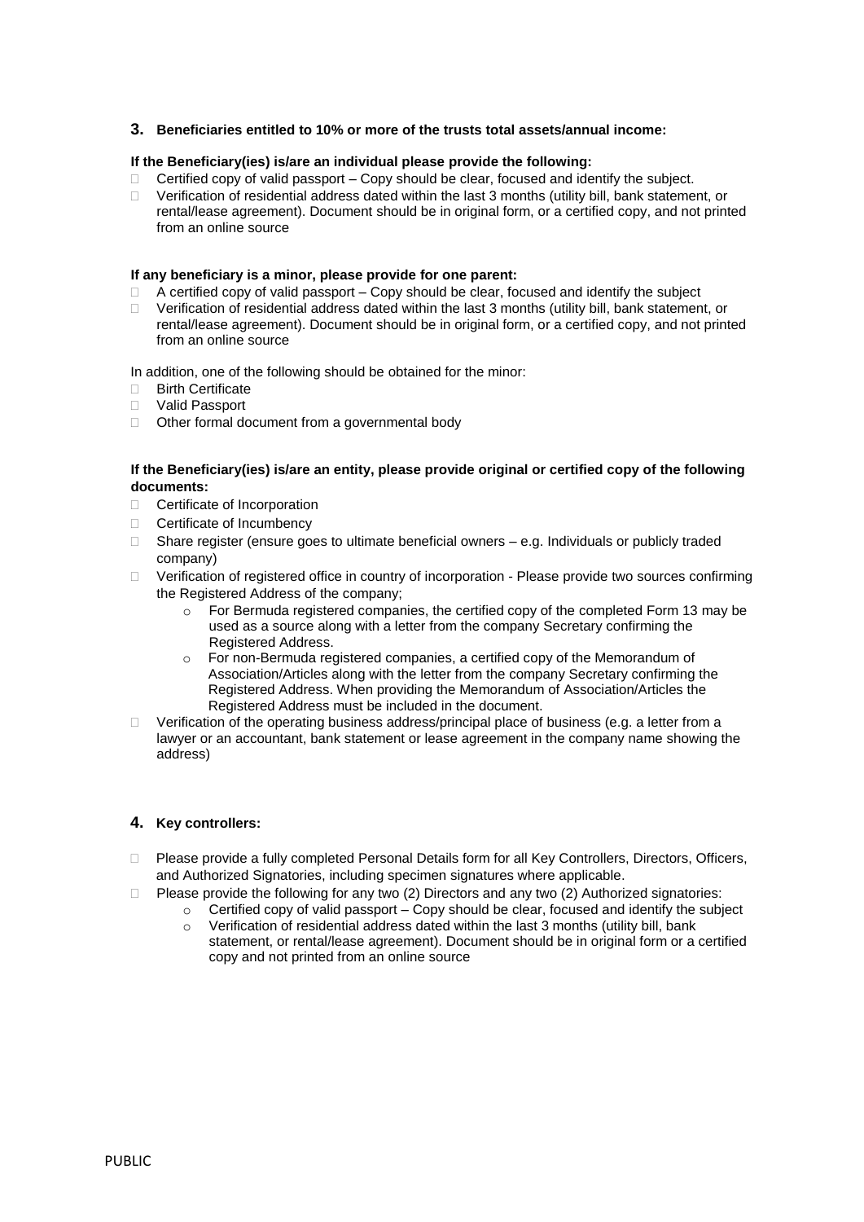## 3. Beneficiaries entitled to 10% or more of the trusts total assets/annual income:

**If the Beneficiary(ies) is/are an individual please provide the following:**

- Certified copy of valid passport – Copy should be clear, focused and identify the subject.
- Verification of residential address dated within the last 3 months (utility bill, bank statement, or rental/lease agreement). Document should be in original form, or a certified copy, and not printed from an online source

**If any beneficiary is a minor, please provide for one parent:**

- A certified copy of valid passport – Copy should be clear, focused and identify the subject
- Verification of residential address dated within the last 3 months (utility bill, bank statement, or rental/lease agreement). Document should be in original form, or a certified copy, and not printed from an online source

In addition, one of the following should be obtained for the minor:

- Birth Certificate
- Valid Passport
- Other formal document from a governmental body

**If the Beneficiary(ies) is/are an entity, please provide original or certified copy of the following documents:**

- Certificate of Incorporation
- Certificate of Incumbency
- Share register (ensure goes to ultimate beneficial owners – e.g. Individuals or publicly traded company)
- Verification of registered office in country of incorporation - Please provide two sources confirming the Registered Address of the company;
  - For Bermuda registered companies, the certified copy of the completed Form 13 may be used as a source along with a letter from the company Secretary confirming the Registered Address.
  - For non-Bermuda registered companies, a certified copy of the Memorandum of Association/Articles along with the letter from the company Secretary confirming the Registered Address. When providing the Memorandum of Association/Articles the Registered Address must be included in the document.
- Verification of the operating business address/principal place of business (e.g. a letter from a lawyer or an accountant, bank statement or lease agreement in the company name showing the address)

## 4. Key controllers:

- Please provide a fully completed Personal Details form for all Key Controllers, Directors, Officers, and Authorized Signatories, including specimen signatures where applicable.
- Please provide the following for any two (2) Directors and any two (2) Authorized signatories:
  - Certified copy of valid passport – Copy should be clear, focused and identify the subject
  - Verification of residential address dated within the last 3 months (utility bill, bank statement, or rental/lease agreement). Document should be in original form or a certified copy and not printed from an online source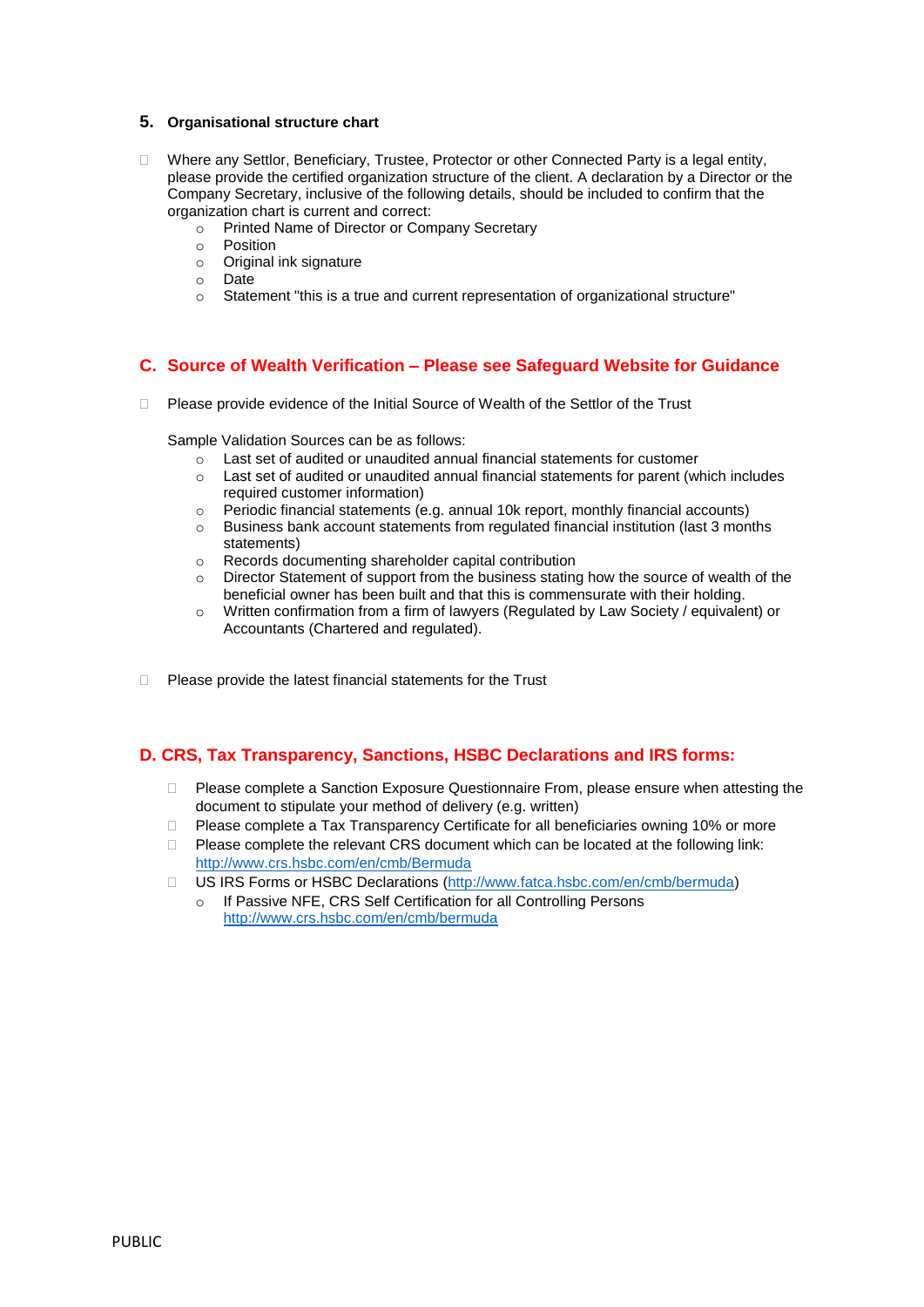### 5. Organisational structure chart

- Where any Settlor, Beneficiary, Trustee, Protector or other Connected Party is a legal entity, please provide the certified organization structure of the client. A declaration by a Director or the Company Secretary, inclusive of the following details, should be included to confirm that the organization chart is current and correct:
  - Printed Name of Director or Company Secretary
  - Position
  - Original ink signature
  - Date
  - Statement "this is a true and current representation of organizational structure"

## C. Source of Wealth Verification – Please see Safeguard Website for Guidance

- Please provide evidence of the Initial Source of Wealth of the Settlor of the Trust

  Sample Validation Sources can be as follows:
  - Last set of audited or unaudited annual financial statements for customer
  - Last set of audited or unaudited annual financial statements for parent (which includes required customer information)
  - Periodic financial statements (e.g. annual 10k report, monthly financial accounts)
  - Business bank account statements from regulated financial institution (last 3 months statements)
  - Records documenting shareholder capital contribution
  - Director Statement of support from the business stating how the source of wealth of the beneficial owner has been built and that this is commensurate with their holding.
  - Written confirmation from a firm of lawyers (Regulated by Law Society / equivalent) or Accountants (Chartered and regulated).

- Please provide the latest financial statements for the Trust

## D. CRS, Tax Transparency, Sanctions, HSBC Declarations and IRS forms:

- Please complete a Sanction Exposure Questionnaire From, please ensure when attesting the document to stipulate your method of delivery (e.g. written)
- Please complete a Tax Transparency Certificate for all beneficiaries owning 10% or more
- Please complete the relevant CRS document which can be located at the following link: http://www.crs.hsbc.com/en/cmb/Bermuda
- US IRS Forms or HSBC Declarations (http://www.fatca.hsbc.com/en/cmb/bermuda)
  - If Passive NFE, CRS Self Certification for all Controlling Persons http://www.crs.hsbc.com/en/cmb/bermuda

PUBLIC